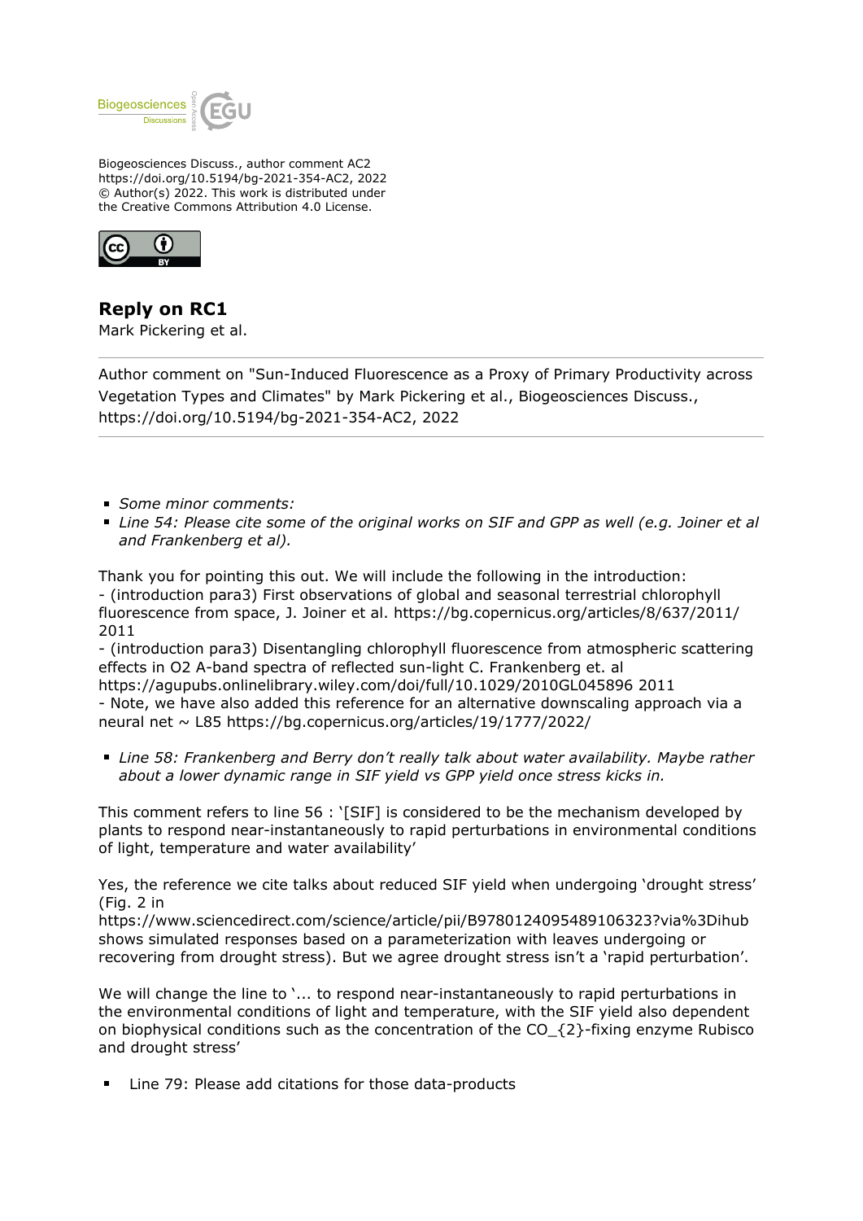Biogeosciences Discuss., author comment AC2
https://doi.org/10.5194/bg-2021-354-AC2, 2022
© Author(s) 2022. This work is distributed under the Creative Commons Attribution 4.0 License.

## Reply on RC1

Mark Pickering et al.

Author comment on "Sun-Induced Fluorescence as a Proxy of Primary Productivity across Vegetation Types and Climates" by Mark Pickering et al., Biogeosciences Discuss., https://doi.org/10.5194/bg-2021-354-AC2, 2022

---

- *Some minor comments:*
- *Line 54: Please cite some of the original works on SIF and GPP as well (e.g. Joiner et al and Frankenberg et al).*

Thank you for pointing this out. We will include the following in the introduction:
- (introduction para3) First observations of global and seasonal terrestrial chlorophyll fluorescence from space, J. Joiner et al. https://bg.copernicus.org/articles/8/637/2011/ 2011
- (introduction para3) Disentangling chlorophyll fluorescence from atmospheric scattering effects in O2 A-band spectra of reflected sun-light C. Frankenberg et. al https://agupubs.onlinelibrary.wiley.com/doi/full/10.1029/2010GL045896 2011
- Note, we have also added this reference for an alternative downscaling approach via a neural net ~ L85 https://bg.copernicus.org/articles/19/1777/2022/

- *Line 58: Frankenberg and Berry don't really talk about water availability. Maybe rather about a lower dynamic range in SIF yield vs GPP yield once stress kicks in.*

This comment refers to line 56 : '[SIF] is considered to be the mechanism developed by plants to respond near-instantaneously to rapid perturbations in environmental conditions of light, temperature and water availability'

Yes, the reference we cite talks about reduced SIF yield when undergoing 'drought stress' (Fig. 2 in https://www.sciencedirect.com/science/article/pii/B9780124095489106323?via%3Dihub shows simulated responses based on a parameterization with leaves undergoing or recovering from drought stress). But we agree drought stress isn't a 'rapid perturbation'.

We will change the line to '... to respond near-instantaneously to rapid perturbations in the environmental conditions of light and temperature, with the SIF yield also dependent on biophysical conditions such as the concentration of the $CO_{2}$-fixing enzyme Rubisco and drought stress'

- Line 79: Please add citations for those data-products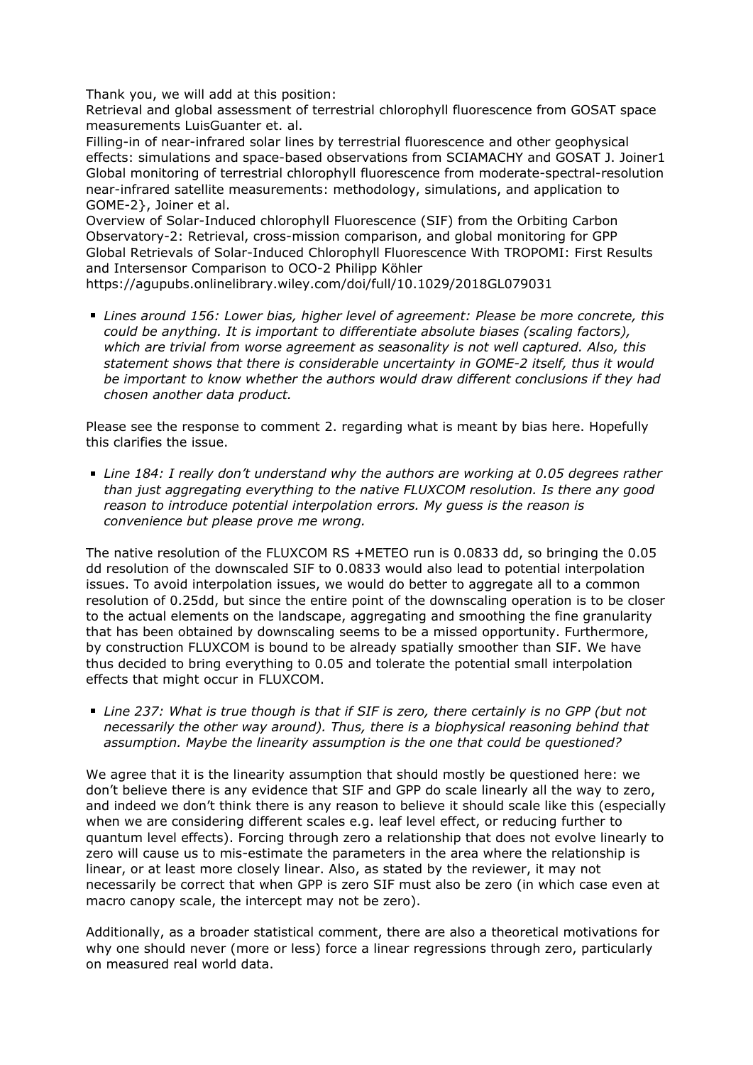Thank you, we will add at this position:
Retrieval and global assessment of terrestrial chlorophyll fluorescence from GOSAT space measurements LuisGuanter et. al.
Filling-in of near-infrared solar lines by terrestrial fluorescence and other geophysical effects: simulations and space-based observations from SCIAMACHY and GOSAT J. Joiner1
Global monitoring of terrestrial chlorophyll fluorescence from moderate-spectral-resolution near-infrared satellite measurements: methodology, simulations, and application to GOME-2}, Joiner et al.
Overview of Solar-Induced chlorophyll Fluorescence (SIF) from the Orbiting Carbon Observatory-2: Retrieval, cross-mission comparison, and global monitoring for GPP
Global Retrievals of Solar-Induced Chlorophyll Fluorescence With TROPOMI: First Results and Intersensor Comparison to OCO-2 Philipp Köhler
https://agupubs.onlinelibrary.wiley.com/doi/full/10.1029/2018GL079031

- *Lines around 156: Lower bias, higher level of agreement: Please be more concrete, this could be anything. It is important to differentiate absolute biases (scaling factors), which are trivial from worse agreement as seasonality is not well captured. Also, this statement shows that there is considerable uncertainty in GOME-2 itself, thus it would be important to know whether the authors would draw different conclusions if they had chosen another data product.*

Please see the response to comment 2. regarding what is meant by bias here. Hopefully this clarifies the issue.

- *Line 184: I really don't understand why the authors are working at 0.05 degrees rather than just aggregating everything to the native FLUXCOM resolution. Is there any good reason to introduce potential interpolation errors. My guess is the reason is convenience but please prove me wrong.*

The native resolution of the FLUXCOM RS +METEO run is 0.0833 dd, so bringing the 0.05 dd resolution of the downscaled SIF to 0.0833 would also lead to potential interpolation issues. To avoid interpolation issues, we would do better to aggregate all to a common resolution of 0.25dd, but since the entire point of the downscaling operation is to be closer to the actual elements on the landscape, aggregating and smoothing the fine granularity that has been obtained by downscaling seems to be a missed opportunity. Furthermore, by construction FLUXCOM is bound to be already spatially smoother than SIF. We have thus decided to bring everything to 0.05 and tolerate the potential small interpolation effects that might occur in FLUXCOM.

- *Line 237: What is true though is that if SIF is zero, there certainly is no GPP (but not necessarily the other way around). Thus, there is a biophysical reasoning behind that assumption. Maybe the linearity assumption is the one that could be questioned?*

We agree that it is the linearity assumption that should mostly be questioned here: we don't believe there is any evidence that SIF and GPP do scale linearly all the way to zero, and indeed we don't think there is any reason to believe it should scale like this (especially when we are considering different scales e.g. leaf level effect, or reducing further to quantum level effects). Forcing through zero a relationship that does not evolve linearly to zero will cause us to mis-estimate the parameters in the area where the relationship is linear, or at least more closely linear. Also, as stated by the reviewer, it may not necessarily be correct that when GPP is zero SIF must also be zero (in which case even at macro canopy scale, the intercept may not be zero).

Additionally, as a broader statistical comment, there are also a theoretical motivations for why one should never (more or less) force a linear regressions through zero, particularly on measured real world data.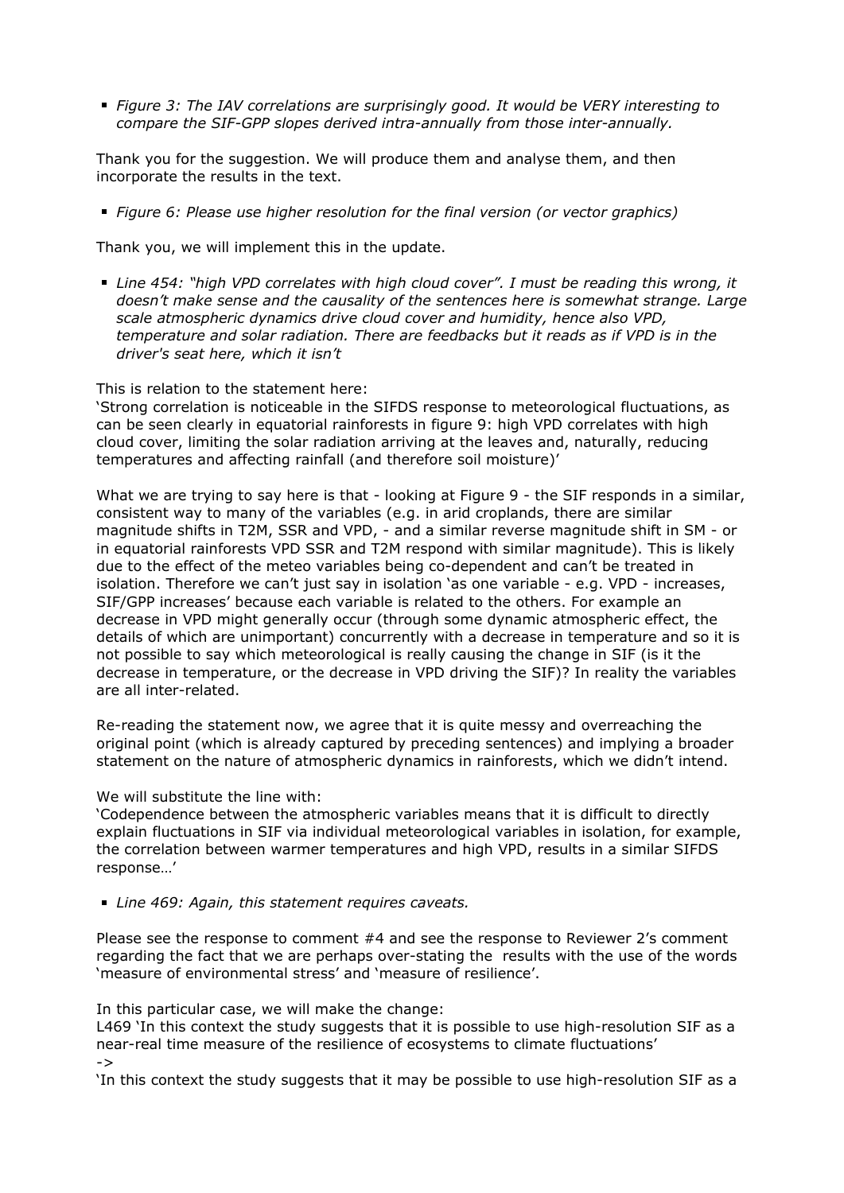- *Figure 3: The IAV correlations are surprisingly good. It would be VERY interesting to compare the SIF-GPP slopes derived intra-annually from those inter-annually.*

Thank you for the suggestion. We will produce them and analyse them, and then incorporate the results in the text.

- *Figure 6: Please use higher resolution for the final version (or vector graphics)*

Thank you, we will implement this in the update.

- *Line 454: "high VPD correlates with high cloud cover". I must be reading this wrong, it doesn't make sense and the causality of the sentences here is somewhat strange. Large scale atmospheric dynamics drive cloud cover and humidity, hence also VPD, temperature and solar radiation. There are feedbacks but it reads as if VPD is in the driver's seat here, which it isn't*

This is relation to the statement here:
'Strong correlation is noticeable in the SIFDS response to meteorological fluctuations, as can be seen clearly in equatorial rainforests in figure 9: high VPD correlates with high cloud cover, limiting the solar radiation arriving at the leaves and, naturally, reducing temperatures and affecting rainfall (and therefore soil moisture)'

What we are trying to say here is that - looking at Figure 9 - the SIF responds in a similar, consistent way to many of the variables (e.g. in arid croplands, there are similar magnitude shifts in T2M, SSR and VPD, - and a similar reverse magnitude shift in SM - or in equatorial rainforests VPD SSR and T2M respond with similar magnitude). This is likely due to the effect of the meteo variables being co-dependent and can't be treated in isolation. Therefore we can't just say in isolation 'as one variable - e.g. VPD - increases, SIF/GPP increases' because each variable is related to the others. For example an decrease in VPD might generally occur (through some dynamic atmospheric effect, the details of which are unimportant) concurrently with a decrease in temperature and so it is not possible to say which meteorological is really causing the change in SIF (is it the decrease in temperature, or the decrease in VPD driving the SIF)? In reality the variables are all inter-related.

Re-reading the statement now, we agree that it is quite messy and overreaching the original point (which is already captured by preceding sentences) and implying a broader statement on the nature of atmospheric dynamics in rainforests, which we didn't intend.

We will substitute the line with:
'Codependence between the atmospheric variables means that it is difficult to directly explain fluctuations in SIF via individual meteorological variables in isolation, for example, the correlation between warmer temperatures and high VPD, results in a similar SIFDS response…'

- *Line 469: Again, this statement requires caveats.*

Please see the response to comment #4 and see the response to Reviewer 2's comment regarding the fact that we are perhaps over-stating the results with the use of the words 'measure of environmental stress' and 'measure of resilience'.

In this particular case, we will make the change:
L469 'In this context the study suggests that it is possible to use high-resolution SIF as a near-real time measure of the resilience of ecosystems to climate fluctuations'
->
'In this context the study suggests that it may be possible to use high-resolution SIF as a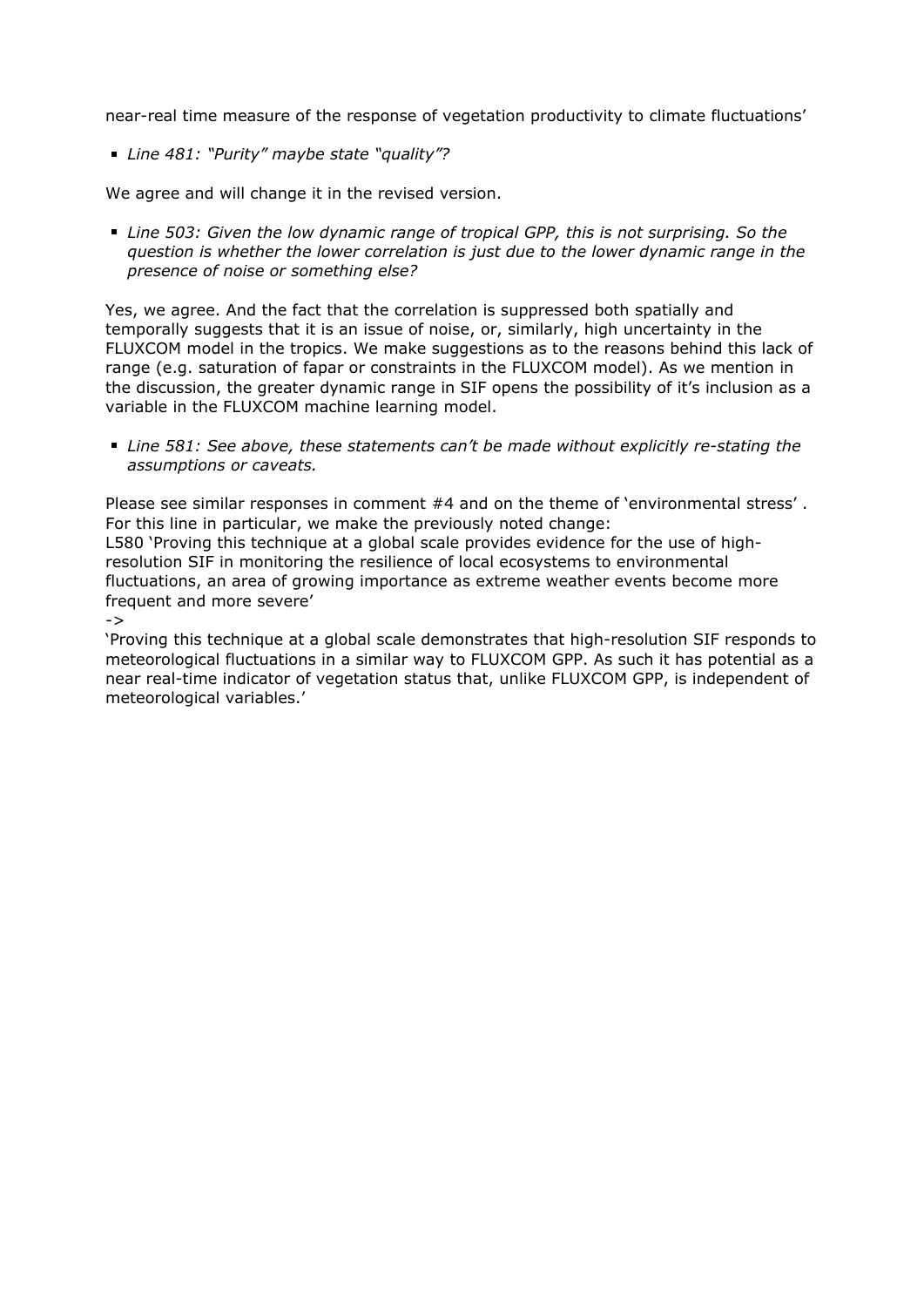near-real time measure of the response of vegetation productivity to climate fluctuations'

- *Line 481: "Purity" maybe state "quality"?*

We agree and will change it in the revised version.

- *Line 503: Given the low dynamic range of tropical GPP, this is not surprising. So the question is whether the lower correlation is just due to the lower dynamic range in the presence of noise or something else?*

Yes, we agree. And the fact that the correlation is suppressed both spatially and temporally suggests that it is an issue of noise, or, similarly, high uncertainty in the FLUXCOM model in the tropics. We make suggestions as to the reasons behind this lack of range (e.g. saturation of fapar or constraints in the FLUXCOM model). As we mention in the discussion, the greater dynamic range in SIF opens the possibility of it's inclusion as a variable in the FLUXCOM machine learning model.

- *Line 581: See above, these statements can't be made without explicitly re-stating the assumptions or caveats.*

Please see similar responses in comment #4 and on the theme of 'environmental stress' . For this line in particular, we make the previously noted change:
L580 'Proving this technique at a global scale provides evidence for the use of high-resolution SIF in monitoring the resilience of local ecosystems to environmental fluctuations, an area of growing importance as extreme weather events become more frequent and more severe'
->
'Proving this technique at a global scale demonstrates that high-resolution SIF responds to meteorological fluctuations in a similar way to FLUXCOM GPP. As such it has potential as a near real-time indicator of vegetation status that, unlike FLUXCOM GPP, is independent of meteorological variables.'